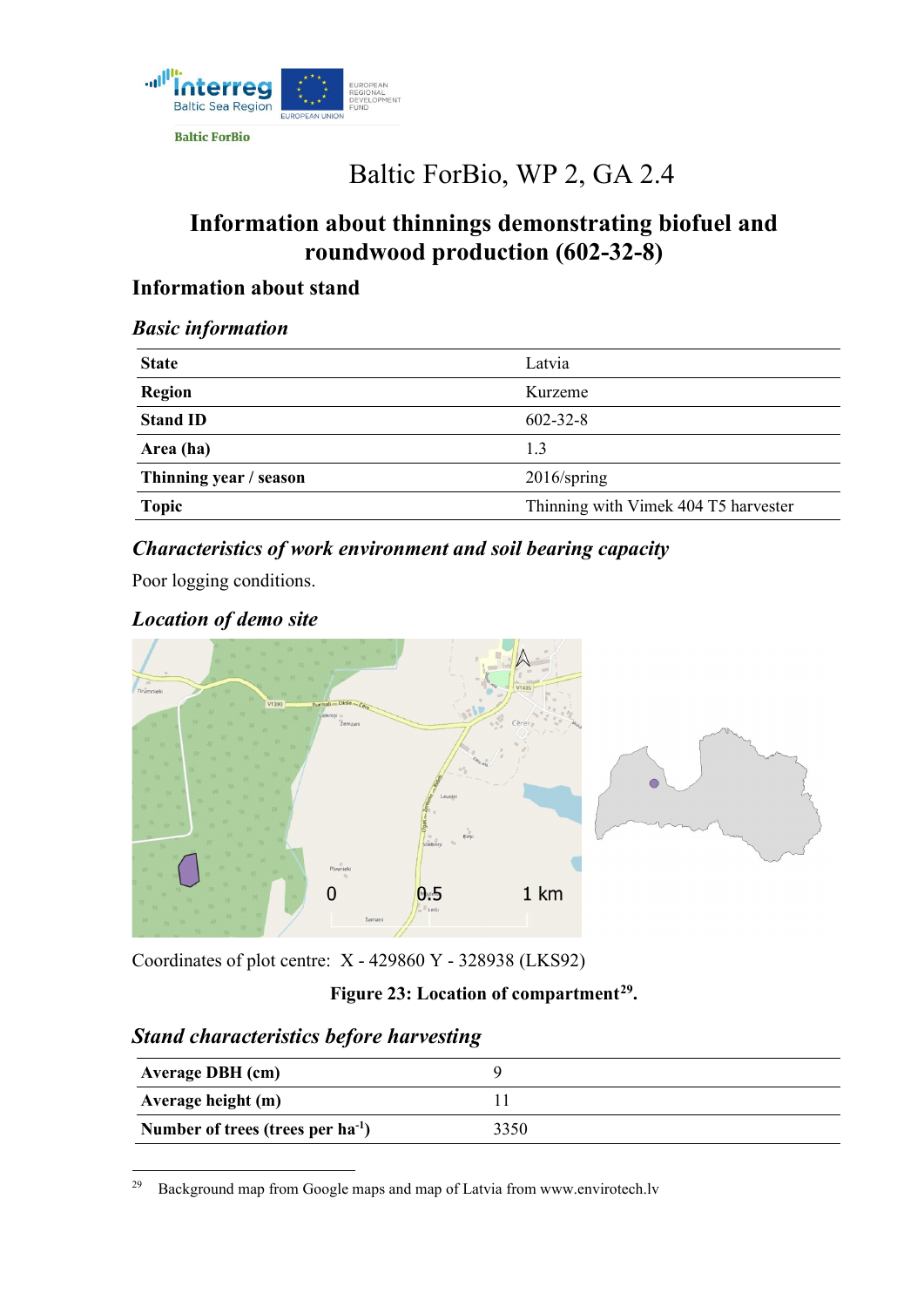Baltic ForBio

# Baltic ForBio, WP 2, GA 2.4

## Information about thinnings demonstrating biofuel and roundwood production (602-32-8)

### Information about stand

#### *Basic information*

| | |
|---|---|
| **State** | Latvia |
| **Region** | Kurzeme |
| **Stand ID** | 602-32-8 |
| **Area (ha)** | 1.3 |
| **Thinning year / season** | 2016/spring |
| **Topic** | Thinning with Vimek 404 T5 harvester |

#### *Characteristics of work environment and soil bearing capacity*

Poor logging conditions.

#### *Location of demo site*

Coordinates of plot centre: X - 429860 Y - 328938 (LKS92)

**Figure 23: Location of compartment[29].**

#### *Stand characteristics before harvesting*

| | |
|---|---|
| **Average DBH (cm)** | 9 |
| **Average height (m)** | 11 |
| **Number of trees (trees per ha$^{-1}$)** | 3350 |

[29] Background map from Google maps and map of Latvia from www.envirotech.lv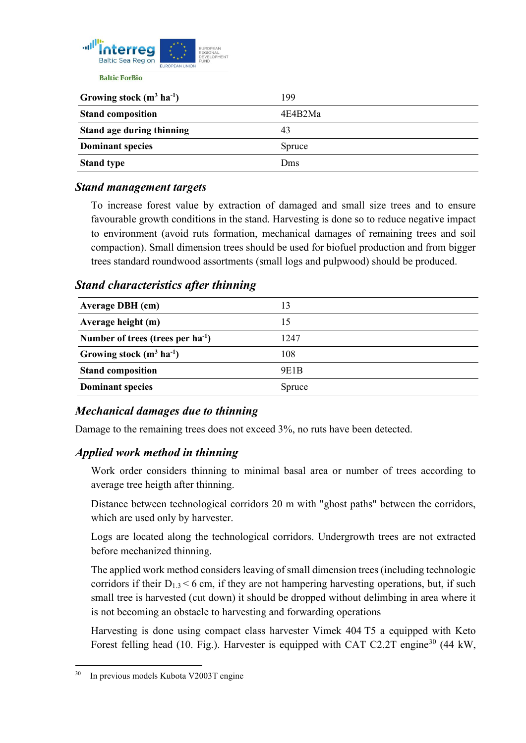| Growing stock (m$^3$ ha$^{-1}$) | 199 |
|---|---|
| Stand composition | 4E4B2Ma |
| Stand age during thinning | 43 |
| Dominant species | Spruce |
| Stand type | Dms |

### Stand management targets

To increase forest value by extraction of damaged and small size trees and to ensure favourable growth conditions in the stand. Harvesting is done so to reduce negative impact to environment (avoid ruts formation, mechanical damages of remaining trees and soil compaction). Small dimension trees should be used for biofuel production and from bigger trees standard roundwood assortments (small logs and pulpwood) should be produced.

### Stand characteristics after thinning

| Average DBH (cm) | 13 |
|---|---|
| Average height (m) | 15 |
| Number of trees (trees per ha$^{-1}$) | 1247 |
| Growing stock (m$^3$ ha$^{-1}$) | 108 |
| Stand composition | 9E1B |
| Dominant species | Spruce |

### Mechanical damages due to thinning

Damage to the remaining trees does not exceed 3%, no ruts have been detected.

### Applied work method in thinning

Work order considers thinning to minimal basal area or number of trees according to average tree heigth after thinning.

Distance between technological corridors 20 m with "ghost paths" between the corridors, which are used only by harvester.

Logs are located along the technological corridors. Undergrowth trees are not extracted before mechanized thinning.

The applied work method considers leaving of small dimension trees (including technologic corridors if their $D_{1.3} < 6$ cm, if they are not hampering harvesting operations, but, if such small tree is harvested (cut down) it should be dropped without delimbing in area where it is not becoming an obstacle to harvesting and forwarding operations

Harvesting is done using compact class harvester Vimek 404 T5 a equipped with Keto Forest felling head (10. Fig.). Harvester is equipped with CAT C2.2T engine[30] (44 kW,

[30] In previous models Kubota V2003T engine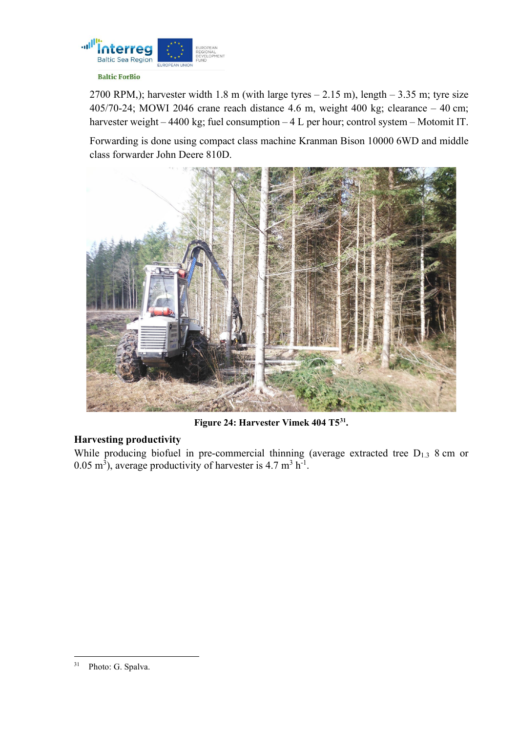2700 RPM,); harvester width 1.8 m (with large tyres – 2.15 m), length – 3.35 m; tyre size 405/70-24; MOWI 2046 crane reach distance 4.6 m, weight 400 kg; clearance – 40 cm; harvester weight – 4400 kg; fuel consumption – 4 L per hour; control system – Motomit IT.

Forwarding is done using compact class machine Kranman Bison 10000 6WD and middle class forwarder John Deere 810D.

**Figure 24: Harvester Vimek 404 T5[31].**

### Harvesting productivity

While producing biofuel in pre-commercial thinning (average extracted tree $D_{1.3}$ 8 cm or 0.05 $m^3$), average productivity of harvester is 4.7 $m^3$ $h^{-1}$.

[31] Photo: G. Spalva.